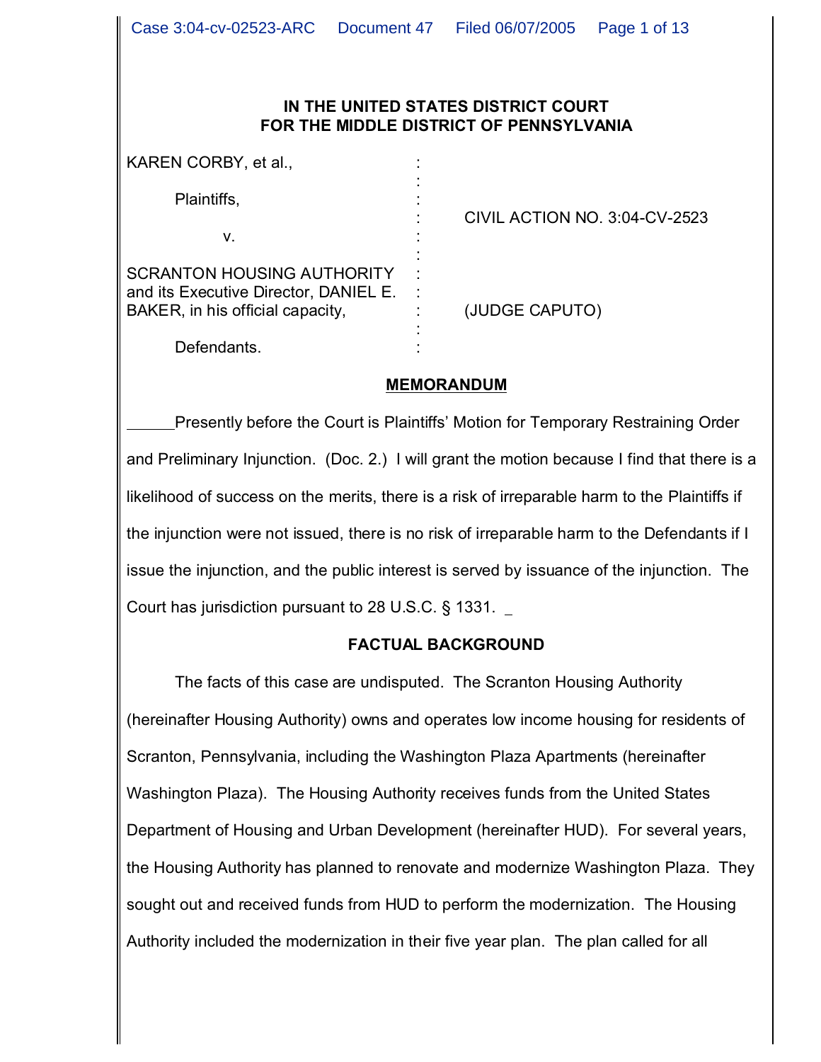**IN THE UNITED STATES DISTRICT COURT**
**FOR THE MIDDLE DISTRICT OF PENNSYLVANIA**

KAREN CORBY, et al.,

Plaintiffs,

v.

SCRANTON HOUSING AUTHORITY and its Executive Director, DANIEL E. BAKER, in his official capacity,

Defendants.

CIVIL ACTION NO. 3:04-CV-2523

(JUDGE CAPUTO)

## MEMORANDUM

Presently before the Court is Plaintiffs' Motion for Temporary Restraining Order and Preliminary Injunction. (Doc. 2.) I will grant the motion because I find that there is a likelihood of success on the merits, there is a risk of irreparable harm to the Plaintiffs if the injunction were not issued, there is no risk of irreparable harm to the Defendants if I issue the injunction, and the public interest is served by issuance of the injunction. The Court has jurisdiction pursuant to 28 U.S.C. § 1331.

## FACTUAL BACKGROUND

The facts of this case are undisputed. The Scranton Housing Authority (hereinafter Housing Authority) owns and operates low income housing for residents of Scranton, Pennsylvania, including the Washington Plaza Apartments (hereinafter Washington Plaza). The Housing Authority receives funds from the United States Department of Housing and Urban Development (hereinafter HUD). For several years, the Housing Authority has planned to renovate and modernize Washington Plaza. They sought out and received funds from HUD to perform the modernization. The Housing Authority included the modernization in their five year plan. The plan called for all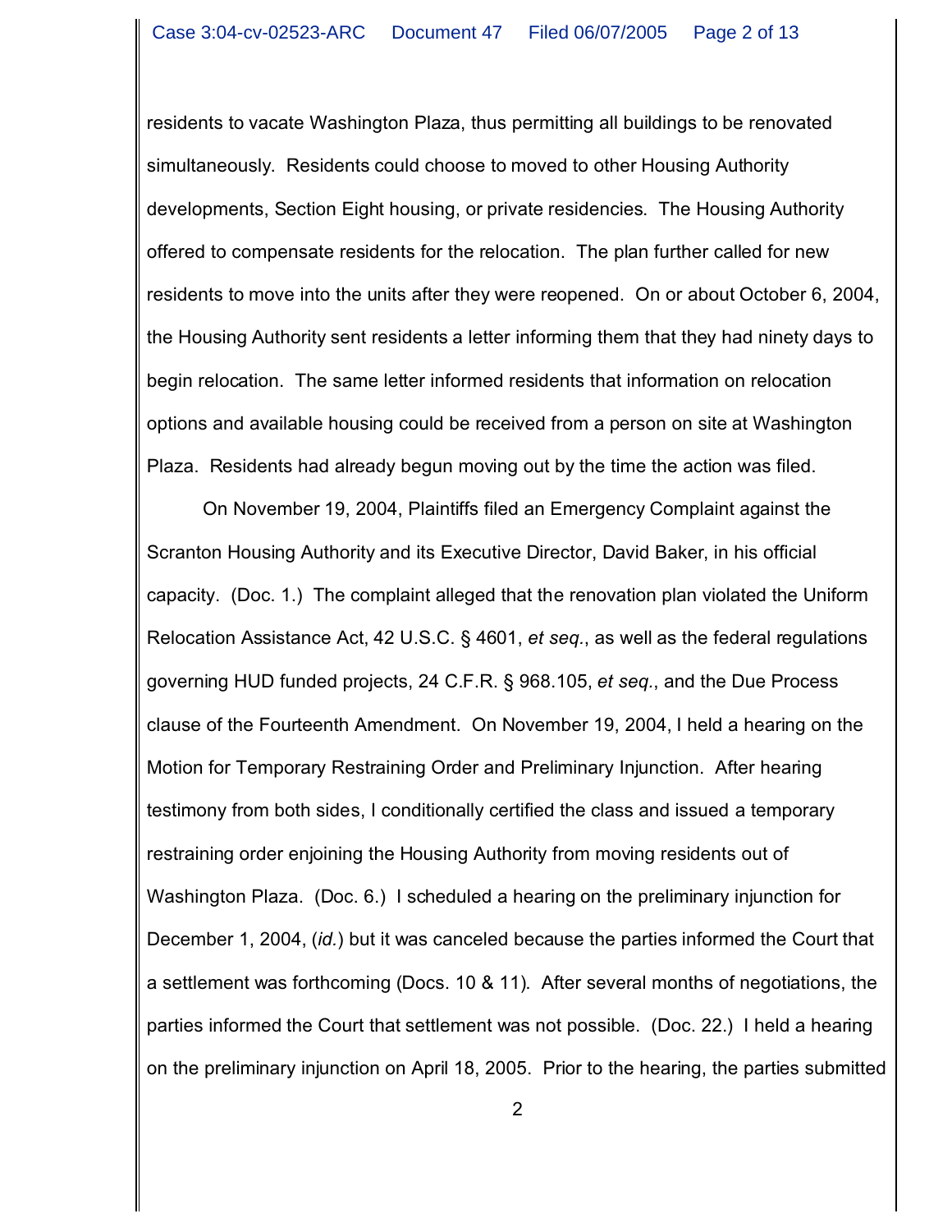residents to vacate Washington Plaza, thus permitting all buildings to be renovated simultaneously. Residents could choose to moved to other Housing Authority developments, Section Eight housing, or private residencies. The Housing Authority offered to compensate residents for the relocation. The plan further called for new residents to move into the units after they were reopened. On or about October 6, 2004, the Housing Authority sent residents a letter informing them that they had ninety days to begin relocation. The same letter informed residents that information on relocation options and available housing could be received from a person on site at Washington Plaza. Residents had already begun moving out by the time the action was filed.

On November 19, 2004, Plaintiffs filed an Emergency Complaint against the Scranton Housing Authority and its Executive Director, David Baker, in his official capacity. (Doc. 1.) The complaint alleged that the renovation plan violated the Uniform Relocation Assistance Act, 42 U.S.C. § 4601, *et seq.*, as well as the federal regulations governing HUD funded projects, 24 C.F.R. § 968.105, *et seq.*, and the Due Process clause of the Fourteenth Amendment. On November 19, 2004, I held a hearing on the Motion for Temporary Restraining Order and Preliminary Injunction. After hearing testimony from both sides, I conditionally certified the class and issued a temporary restraining order enjoining the Housing Authority from moving residents out of Washington Plaza. (Doc. 6.) I scheduled a hearing on the preliminary injunction for December 1, 2004, (*id.*) but it was canceled because the parties informed the Court that a settlement was forthcoming (Docs. 10 & 11). After several months of negotiations, the parties informed the Court that settlement was not possible. (Doc. 22.) I held a hearing on the preliminary injunction on April 18, 2005. Prior to the hearing, the parties submitted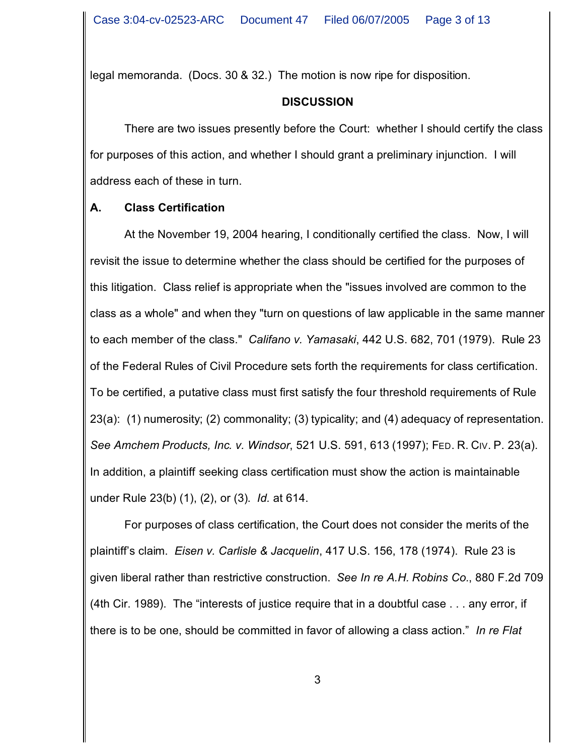legal memoranda. (Docs. 30 & 32.) The motion is now ripe for disposition.

## DISCUSSION

There are two issues presently before the Court: whether I should certify the class for purposes of this action, and whether I should grant a preliminary injunction. I will address each of these in turn.

### A. Class Certification

At the November 19, 2004 hearing, I conditionally certified the class. Now, I will revisit the issue to determine whether the class should be certified for the purposes of this litigation. Class relief is appropriate when the "issues involved are common to the class as a whole" and when they "turn on questions of law applicable in the same manner to each member of the class." *Califano v. Yamasaki*, 442 U.S. 682, 701 (1979). Rule 23 of the Federal Rules of Civil Procedure sets forth the requirements for class certification. To be certified, a putative class must first satisfy the four threshold requirements of Rule 23(a): (1) numerosity; (2) commonality; (3) typicality; and (4) adequacy of representation. *See Amchem Products, Inc. v. Windsor*, 521 U.S. 591, 613 (1997); FED. R. CIV. P. 23(a). In addition, a plaintiff seeking class certification must show the action is maintainable under Rule 23(b) (1), (2), or (3). *Id.* at 614.

For purposes of class certification, the Court does not consider the merits of the plaintiff's claim. *Eisen v. Carlisle & Jacquelin*, 417 U.S. 156, 178 (1974). Rule 23 is given liberal rather than restrictive construction. *See In re A.H. Robins Co.*, 880 F.2d 709 (4th Cir. 1989). The "interests of justice require that in a doubtful case . . . any error, if there is to be one, should be committed in favor of allowing a class action." *In re Flat*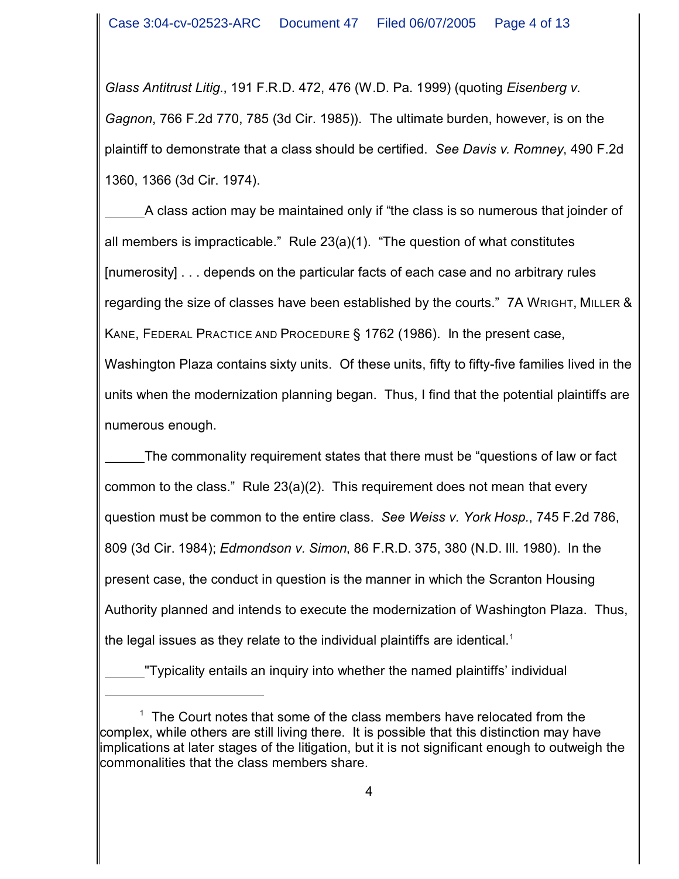*Glass Antitrust Litig.*, 191 F.R.D. 472, 476 (W.D. Pa. 1999) (quoting *Eisenberg v. Gagnon*, 766 F.2d 770, 785 (3d Cir. 1985)). The ultimate burden, however, is on the plaintiff to demonstrate that a class should be certified. *See Davis v. Romney*, 490 F.2d 1360, 1366 (3d Cir. 1974).

A class action may be maintained only if "the class is so numerous that joinder of all members is impracticable." Rule 23(a)(1). "The question of what constitutes [numerosity] . . . depends on the particular facts of each case and no arbitrary rules regarding the size of classes have been established by the courts." 7A WRIGHT, MILLER & KANE, FEDERAL PRACTICE AND PROCEDURE § 1762 (1986). In the present case, Washington Plaza contains sixty units. Of these units, fifty to fifty-five families lived in the units when the modernization planning began. Thus, I find that the potential plaintiffs are numerous enough.

The commonality requirement states that there must be "questions of law or fact common to the class." Rule 23(a)(2). This requirement does not mean that every question must be common to the entire class. *See Weiss v. York Hosp.*, 745 F.2d 786, 809 (3d Cir. 1984); *Edmondson v. Simon*, 86 F.R.D. 375, 380 (N.D. Ill. 1980). In the present case, the conduct in question is the manner in which the Scranton Housing Authority planned and intends to execute the modernization of Washington Plaza. Thus, the legal issues as they relate to the individual plaintiffs are identical.[1]

"Typicality entails an inquiry into whether the named plaintiffs' individual

---

[1] The Court notes that some of the class members have relocated from the complex, while others are still living there. It is possible that this distinction may have implications at later stages of the litigation, but it is not significant enough to outweigh the commonalities that the class members share.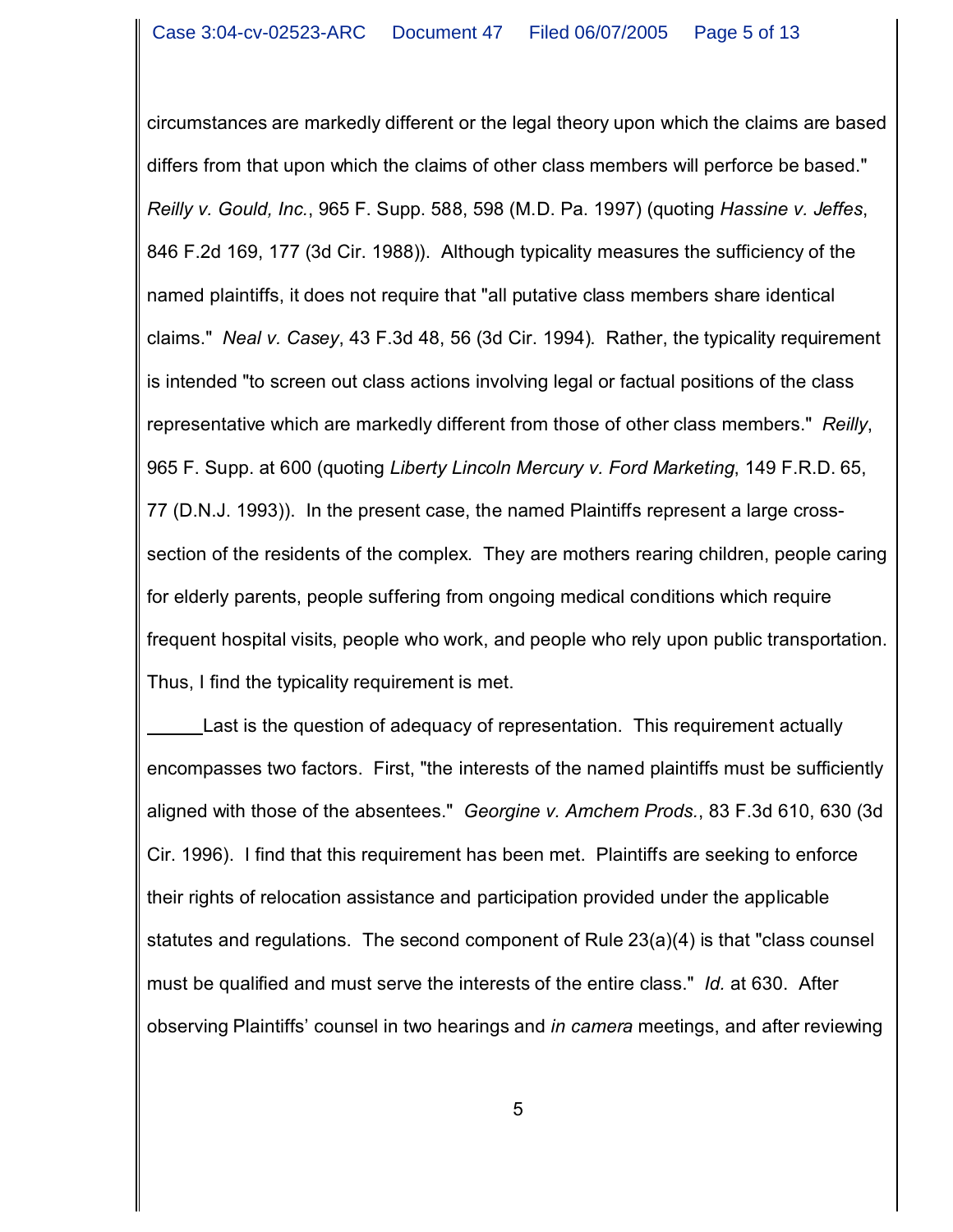circumstances are markedly different or the legal theory upon which the claims are based differs from that upon which the claims of other class members will perforce be based." *Reilly v. Gould, Inc.*, 965 F. Supp. 588, 598 (M.D. Pa. 1997) (quoting *Hassine v. Jeffes*, 846 F.2d 169, 177 (3d Cir. 1988)). Although typicality measures the sufficiency of the named plaintiffs, it does not require that "all putative class members share identical claims." *Neal v. Casey*, 43 F.3d 48, 56 (3d Cir. 1994). Rather, the typicality requirement is intended "to screen out class actions involving legal or factual positions of the class representative which are markedly different from those of other class members." *Reilly*, 965 F. Supp. at 600 (quoting *Liberty Lincoln Mercury v. Ford Marketing*, 149 F.R.D. 65, 77 (D.N.J. 1993)). In the present case, the named Plaintiffs represent a large cross-section of the residents of the complex. They are mothers rearing children, people caring for elderly parents, people suffering from ongoing medical conditions which require frequent hospital visits, people who work, and people who rely upon public transportation. Thus, I find the typicality requirement is met.

Last is the question of adequacy of representation. This requirement actually encompasses two factors. First, "the interests of the named plaintiffs must be sufficiently aligned with those of the absentees." *Georgine v. Amchem Prods.*, 83 F.3d 610, 630 (3d Cir. 1996). I find that this requirement has been met. Plaintiffs are seeking to enforce their rights of relocation assistance and participation provided under the applicable statutes and regulations. The second component of Rule 23(a)(4) is that "class counsel must be qualified and must serve the interests of the entire class." *Id.* at 630. After observing Plaintiffs' counsel in two hearings and *in camera* meetings, and after reviewing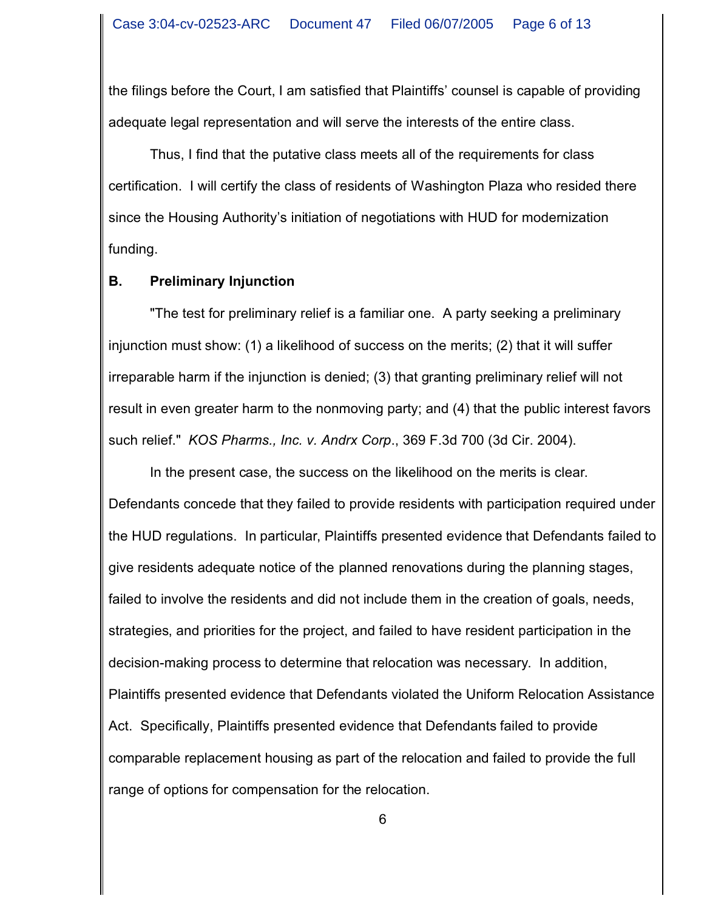the filings before the Court, I am satisfied that Plaintiffs' counsel is capable of providing adequate legal representation and will serve the interests of the entire class.

Thus, I find that the putative class meets all of the requirements for class certification. I will certify the class of residents of Washington Plaza who resided there since the Housing Authority's initiation of negotiations with HUD for modernization funding.

**B. Preliminary Injunction**

"The test for preliminary relief is a familiar one. A party seeking a preliminary injunction must show: (1) a likelihood of success on the merits; (2) that it will suffer irreparable harm if the injunction is denied; (3) that granting preliminary relief will not result in even greater harm to the nonmoving party; and (4) that the public interest favors such relief." *KOS Pharms., Inc. v. Andrx Corp*., 369 F.3d 700 (3d Cir. 2004).

In the present case, the success on the likelihood on the merits is clear. Defendants concede that they failed to provide residents with participation required under the HUD regulations. In particular, Plaintiffs presented evidence that Defendants failed to give residents adequate notice of the planned renovations during the planning stages, failed to involve the residents and did not include them in the creation of goals, needs, strategies, and priorities for the project, and failed to have resident participation in the decision-making process to determine that relocation was necessary. In addition, Plaintiffs presented evidence that Defendants violated the Uniform Relocation Assistance Act. Specifically, Plaintiffs presented evidence that Defendants failed to provide comparable replacement housing as part of the relocation and failed to provide the full range of options for compensation for the relocation.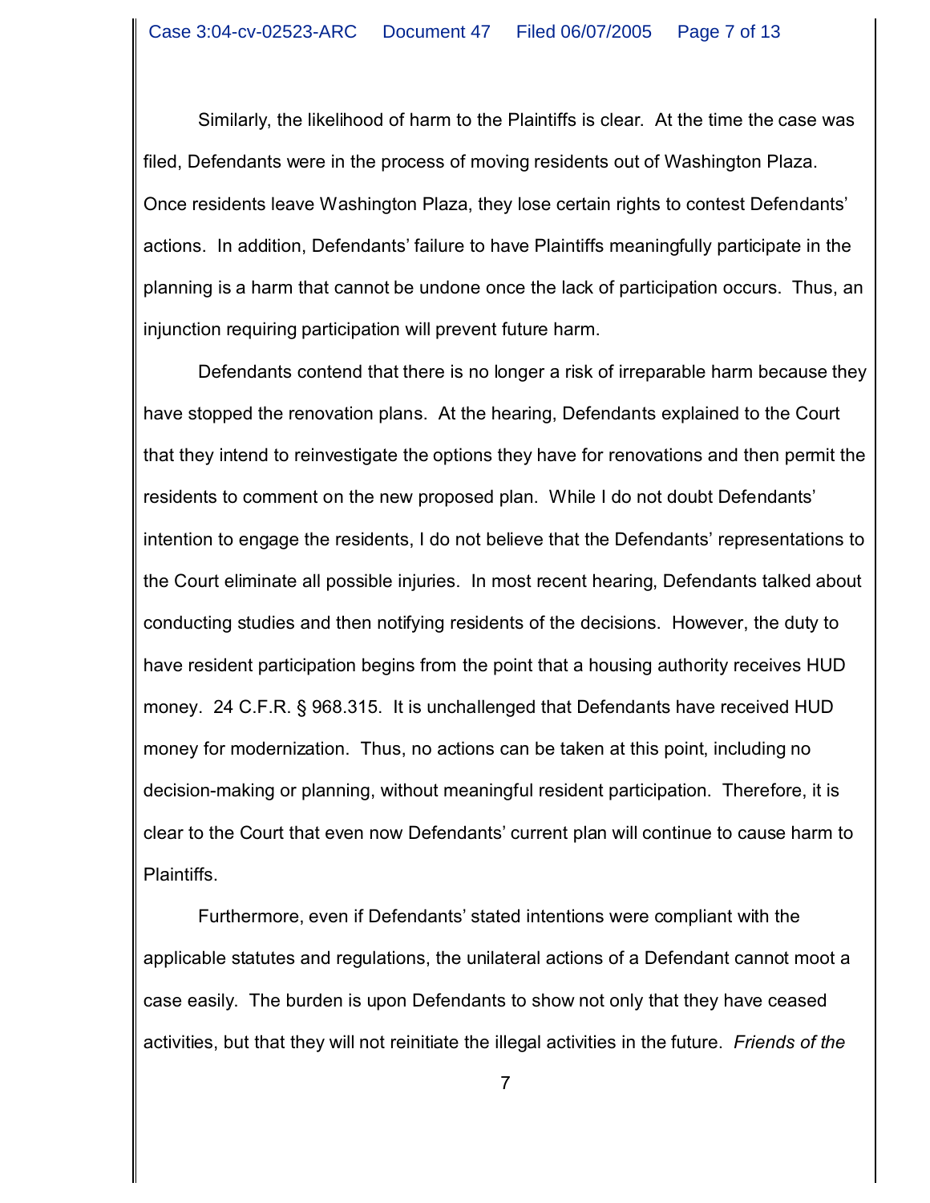Similarly, the likelihood of harm to the Plaintiffs is clear. At the time the case was filed, Defendants were in the process of moving residents out of Washington Plaza. Once residents leave Washington Plaza, they lose certain rights to contest Defendants' actions. In addition, Defendants' failure to have Plaintiffs meaningfully participate in the planning is a harm that cannot be undone once the lack of participation occurs. Thus, an injunction requiring participation will prevent future harm.

Defendants contend that there is no longer a risk of irreparable harm because they have stopped the renovation plans. At the hearing, Defendants explained to the Court that they intend to reinvestigate the options they have for renovations and then permit the residents to comment on the new proposed plan. While I do not doubt Defendants' intention to engage the residents, I do not believe that the Defendants' representations to the Court eliminate all possible injuries. In most recent hearing, Defendants talked about conducting studies and then notifying residents of the decisions. However, the duty to have resident participation begins from the point that a housing authority receives HUD money. 24 C.F.R. § 968.315. It is unchallenged that Defendants have received HUD money for modernization. Thus, no actions can be taken at this point, including no decision-making or planning, without meaningful resident participation. Therefore, it is clear to the Court that even now Defendants' current plan will continue to cause harm to Plaintiffs.

Furthermore, even if Defendants' stated intentions were compliant with the applicable statutes and regulations, the unilateral actions of a Defendant cannot moot a case easily. The burden is upon Defendants to show not only that they have ceased activities, but that they will not reinitiate the illegal activities in the future. *Friends of the*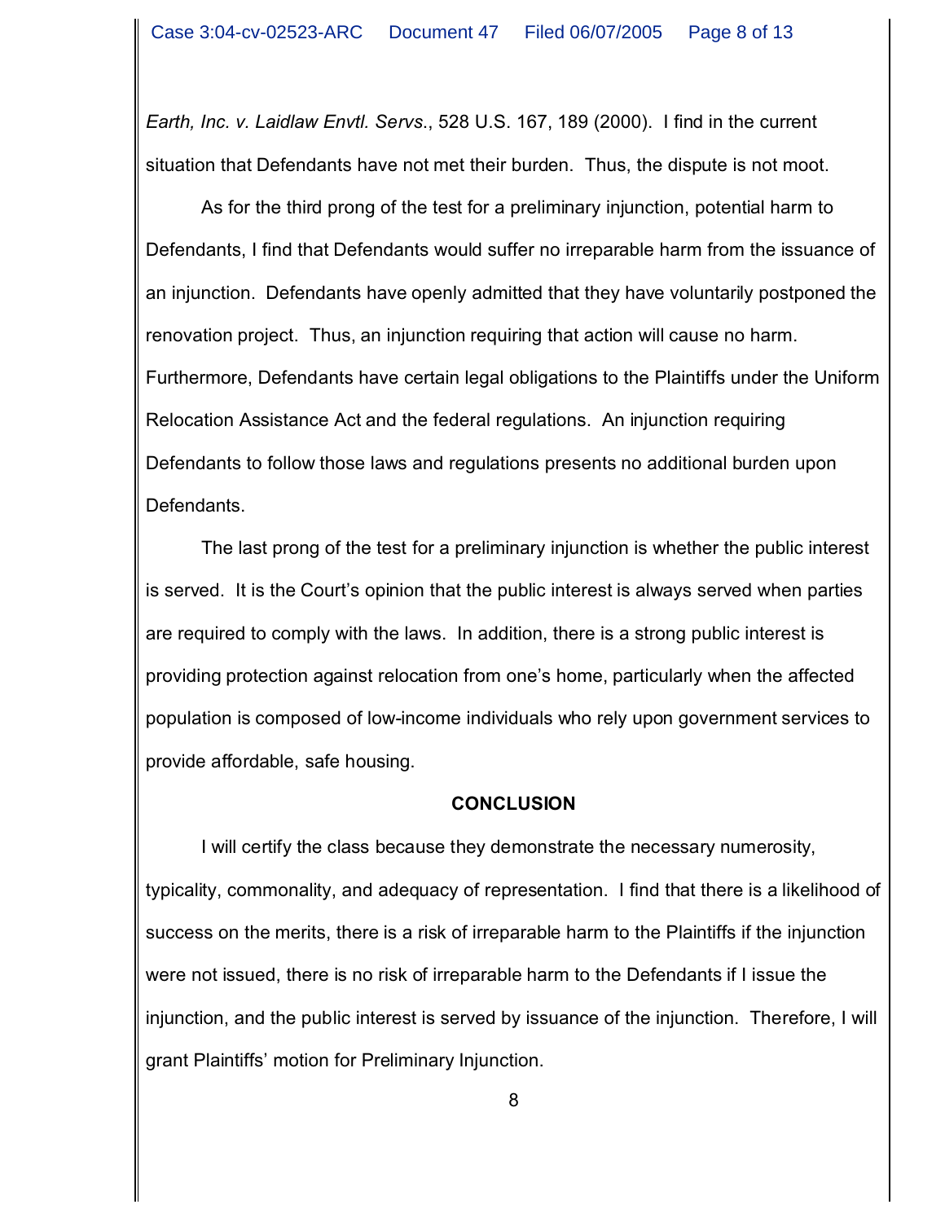*Earth, Inc. v. Laidlaw Envtl. Servs*., 528 U.S. 167, 189 (2000). I find in the current situation that Defendants have not met their burden. Thus, the dispute is not moot.

As for the third prong of the test for a preliminary injunction, potential harm to Defendants, I find that Defendants would suffer no irreparable harm from the issuance of an injunction. Defendants have openly admitted that they have voluntarily postponed the renovation project. Thus, an injunction requiring that action will cause no harm. Furthermore, Defendants have certain legal obligations to the Plaintiffs under the Uniform Relocation Assistance Act and the federal regulations. An injunction requiring Defendants to follow those laws and regulations presents no additional burden upon Defendants.

The last prong of the test for a preliminary injunction is whether the public interest is served. It is the Court's opinion that the public interest is always served when parties are required to comply with the laws. In addition, there is a strong public interest is providing protection against relocation from one's home, particularly when the affected population is composed of low-income individuals who rely upon government services to provide affordable, safe housing.

**CONCLUSION**

I will certify the class because they demonstrate the necessary numerosity, typicality, commonality, and adequacy of representation. I find that there is a likelihood of success on the merits, there is a risk of irreparable harm to the Plaintiffs if the injunction were not issued, there is no risk of irreparable harm to the Defendants if I issue the injunction, and the public interest is served by issuance of the injunction. Therefore, I will grant Plaintiffs' motion for Preliminary Injunction.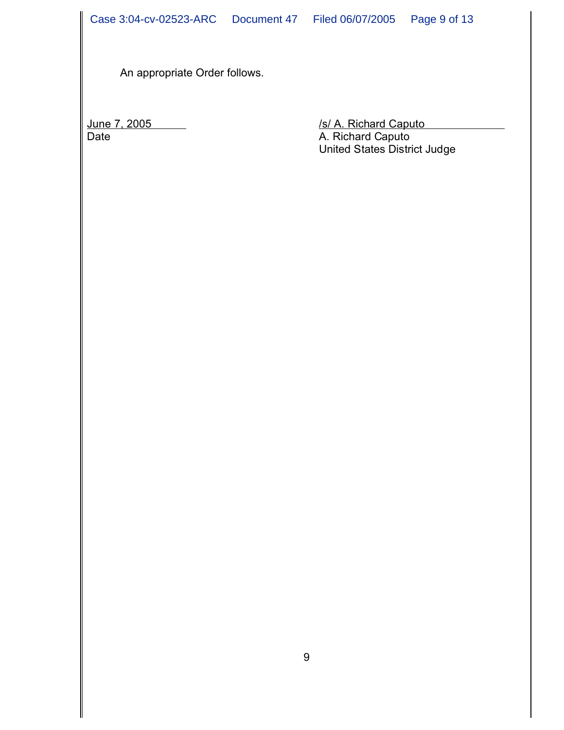An appropriate Order follows.

June 7, 2005
Date

/s/ A. Richard Caputo
A. Richard Caputo
United States District Judge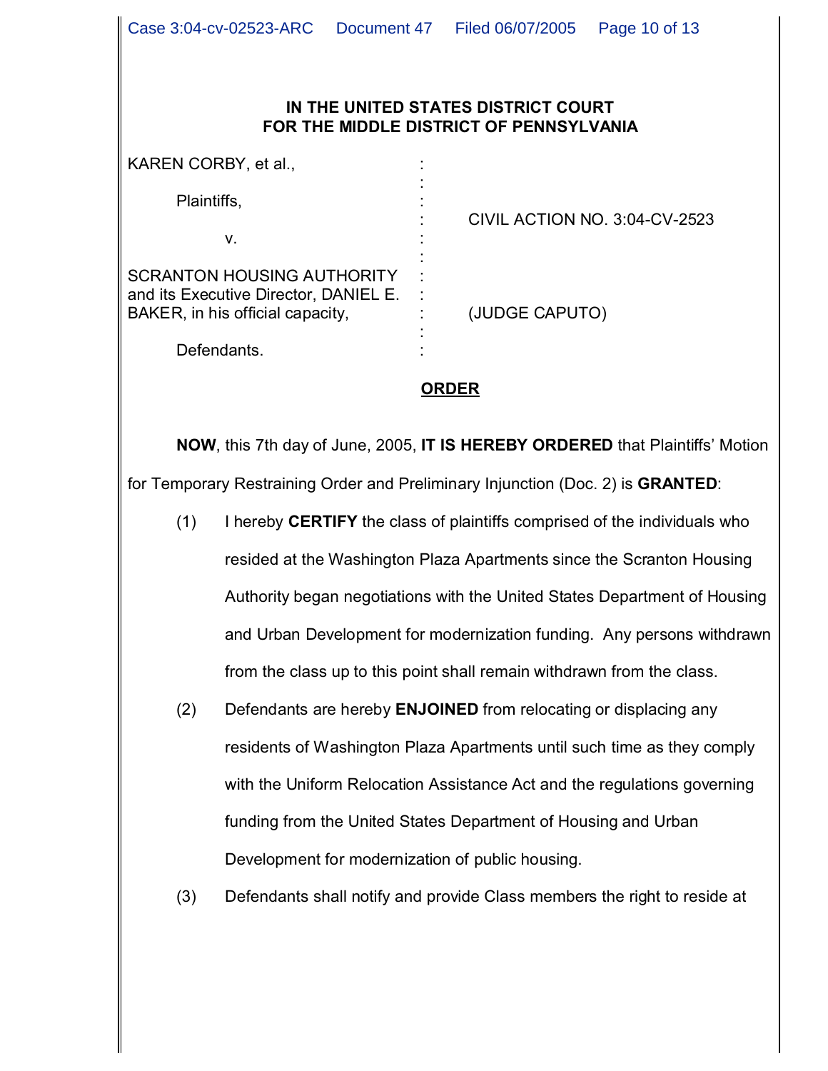**IN THE UNITED STATES DISTRICT COURT**
**FOR THE MIDDLE DISTRICT OF PENNSYLVANIA**

| | | |
|---|---|---|
| KAREN CORBY, et al., | : | |
| Plaintiffs, | : | CIVIL ACTION NO. 3:04-CV-2523 |
| v. | : | |
| SCRANTON HOUSING AUTHORITY and its Executive Director, DANIEL E. BAKER, in his official capacity, | : | (JUDGE CAPUTO) |
| Defendants. | : | |

**ORDER**

**NOW**, this 7th day of June, 2005, **IT IS HEREBY ORDERED** that Plaintiffs' Motion for Temporary Restraining Order and Preliminary Injunction (Doc. 2) is **GRANTED**:

(1) I hereby **CERTIFY** the class of plaintiffs comprised of the individuals who resided at the Washington Plaza Apartments since the Scranton Housing Authority began negotiations with the United States Department of Housing and Urban Development for modernization funding. Any persons withdrawn from the class up to this point shall remain withdrawn from the class.

(2) Defendants are hereby **ENJOINED** from relocating or displacing any residents of Washington Plaza Apartments until such time as they comply with the Uniform Relocation Assistance Act and the regulations governing funding from the United States Department of Housing and Urban Development for modernization of public housing.

(3) Defendants shall notify and provide Class members the right to reside at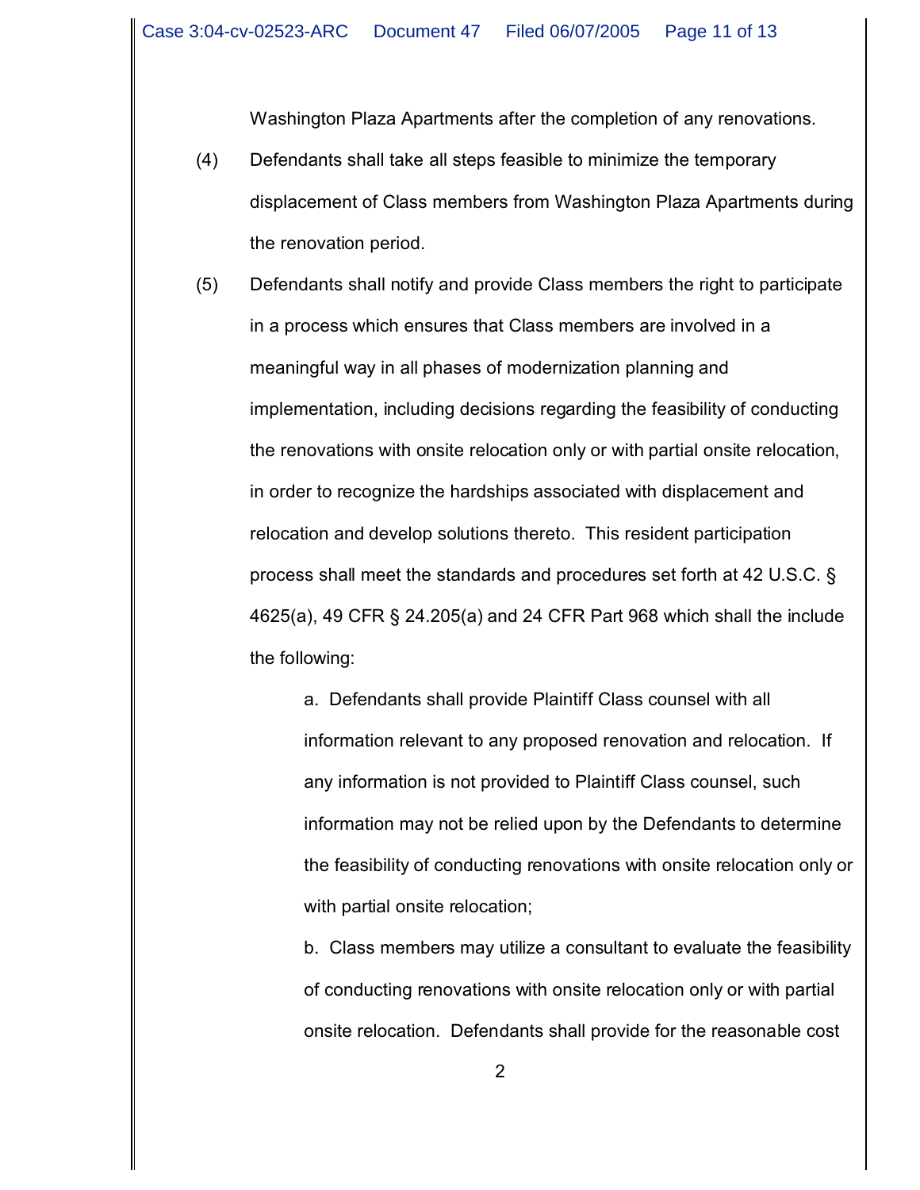Washington Plaza Apartments after the completion of any renovations.

(4) Defendants shall take all steps feasible to minimize the temporary displacement of Class members from Washington Plaza Apartments during the renovation period.

(5) Defendants shall notify and provide Class members the right to participate in a process which ensures that Class members are involved in a meaningful way in all phases of modernization planning and implementation, including decisions regarding the feasibility of conducting the renovations with onsite relocation only or with partial onsite relocation, in order to recognize the hardships associated with displacement and relocation and develop solutions thereto. This resident participation process shall meet the standards and procedures set forth at 42 U.S.C. § 4625(a), 49 CFR § 24.205(a) and 24 CFR Part 968 which shall the include the following:

a. Defendants shall provide Plaintiff Class counsel with all information relevant to any proposed renovation and relocation. If any information is not provided to Plaintiff Class counsel, such information may not be relied upon by the Defendants to determine the feasibility of conducting renovations with onsite relocation only or with partial onsite relocation;

b. Class members may utilize a consultant to evaluate the feasibility of conducting renovations with onsite relocation only or with partial onsite relocation. Defendants shall provide for the reasonable cost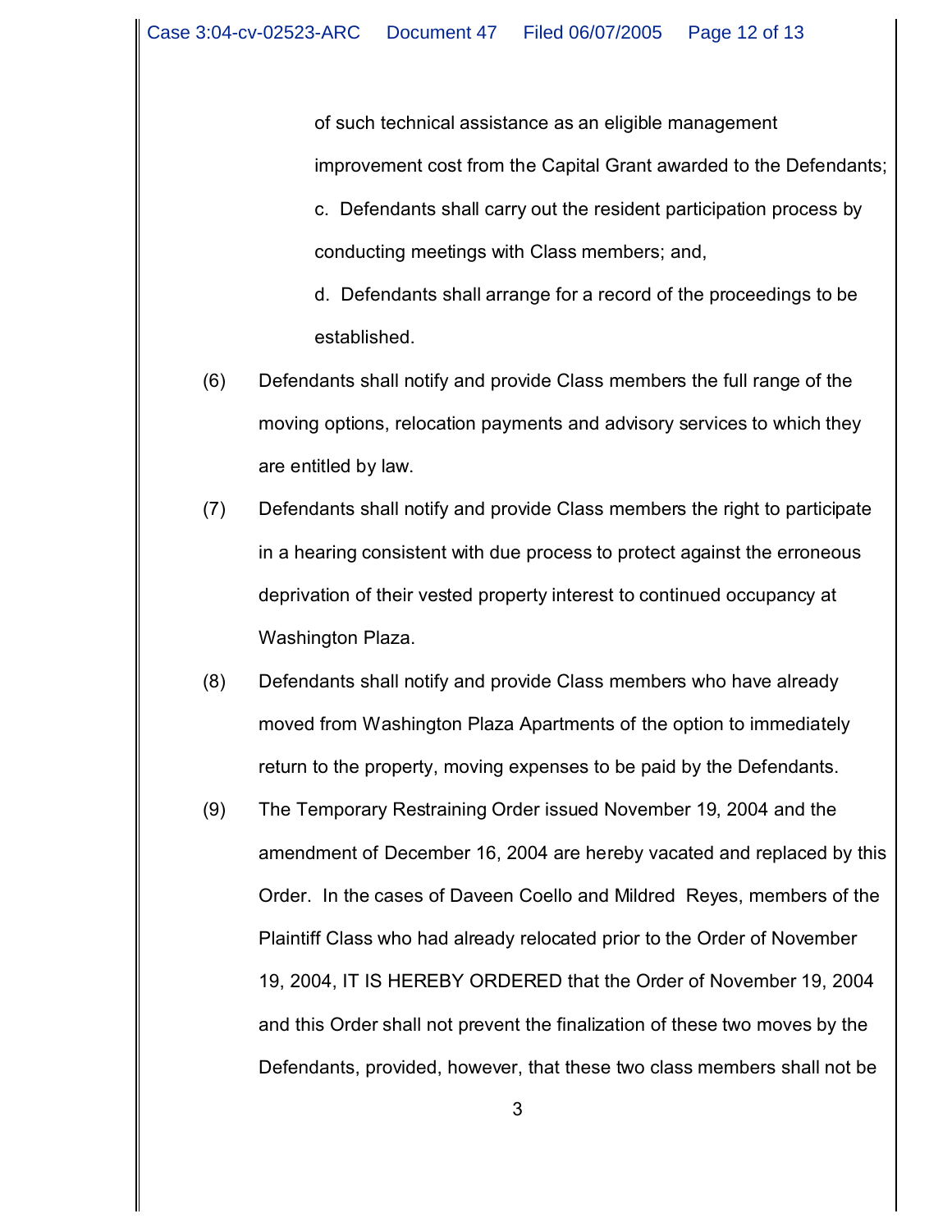of such technical assistance as an eligible management improvement cost from the Capital Grant awarded to the Defendants;

c. Defendants shall carry out the resident participation process by conducting meetings with Class members; and,

d. Defendants shall arrange for a record of the proceedings to be established.

(6) Defendants shall notify and provide Class members the full range of the moving options, relocation payments and advisory services to which they are entitled by law.

(7) Defendants shall notify and provide Class members the right to participate in a hearing consistent with due process to protect against the erroneous deprivation of their vested property interest to continued occupancy at Washington Plaza.

(8) Defendants shall notify and provide Class members who have already moved from Washington Plaza Apartments of the option to immediately return to the property, moving expenses to be paid by the Defendants.

(9) The Temporary Restraining Order issued November 19, 2004 and the amendment of December 16, 2004 are hereby vacated and replaced by this Order. In the cases of Daveen Coello and Mildred Reyes, members of the Plaintiff Class who had already relocated prior to the Order of November 19, 2004, IT IS HEREBY ORDERED that the Order of November 19, 2004 and this Order shall not prevent the finalization of these two moves by the Defendants, provided, however, that these two class members shall not be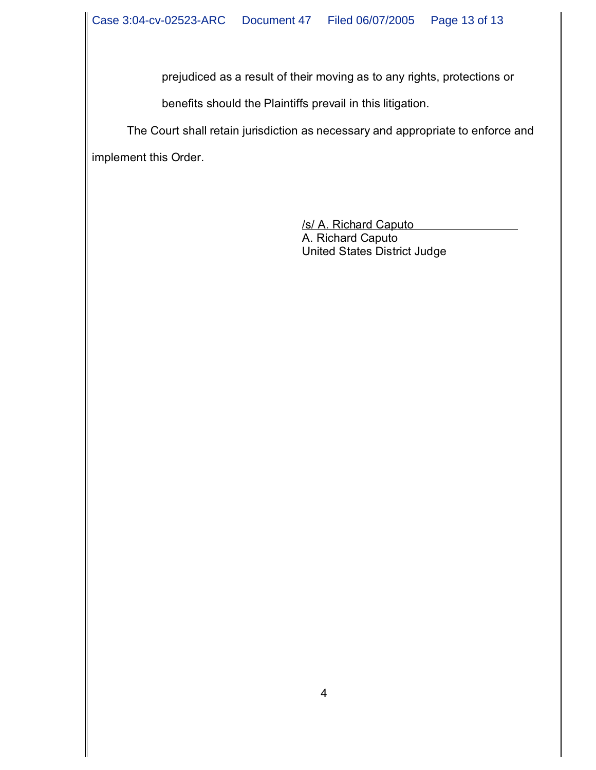prejudiced as a result of their moving as to any rights, protections or benefits should the Plaintiffs prevail in this litigation.

The Court shall retain jurisdiction as necessary and appropriate to enforce and implement this Order.

/s/ A. Richard Caputo
A. Richard Caputo
United States District Judge